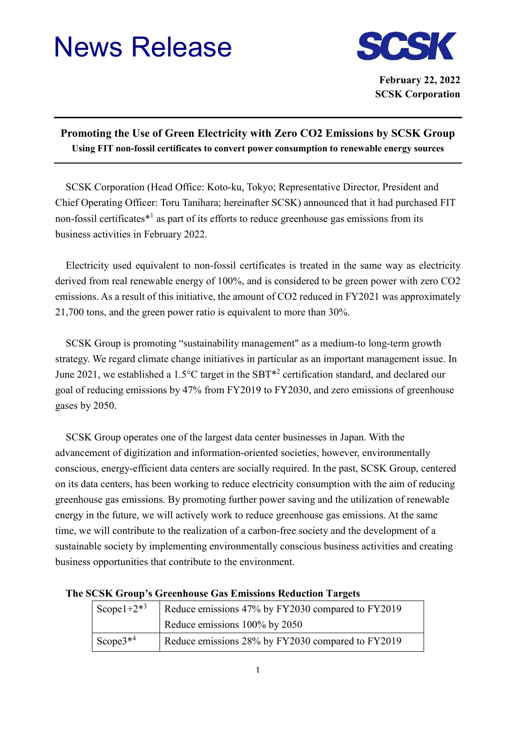# News Release

**SCSK**

**February 22, 2022**
**SCSK Corporation**

---

## Promoting the Use of Green Electricity with Zero CO2 Emissions by SCSK Group

**Using FIT non-fossil certificates to convert power consumption to renewable energy sources**

---

SCSK Corporation (Head Office: Koto-ku, Tokyo; Representative Director, President and Chief Operating Officer: Toru Tanihara; hereinafter SCSK) announced that it had purchased FIT non-fossil certificates*[1] as part of its efforts to reduce greenhouse gas emissions from its business activities in February 2022.

Electricity used equivalent to non-fossil certificates is treated in the same way as electricity derived from real renewable energy of 100%, and is considered to be green power with zero CO2 emissions. As a result of this initiative, the amount of CO2 reduced in FY2021 was approximately 21,700 tons, and the green power ratio is equivalent to more than 30%.

SCSK Group is promoting "sustainability management" as a medium-to long-term growth strategy. We regard climate change initiatives in particular as an important management issue. In June 2021, we established a 1.5°C target in the SBT*[2] certification standard, and declared our goal of reducing emissions by 47% from FY2019 to FY2030, and zero emissions of greenhouse gases by 2050.

SCSK Group operates one of the largest data center businesses in Japan. With the advancement of digitization and information-oriented societies, however, environmentally conscious, energy-efficient data centers are socially required. In the past, SCSK Group, centered on its data centers, has been working to reduce electricity consumption with the aim of reducing greenhouse gas emissions. By promoting further power saving and the utilization of renewable energy in the future, we will actively work to reduce greenhouse gas emissions. At the same time, we will contribute to the realization of a carbon-free society and the development of a sustainable society by implementing environmentally conscious business activities and creating business opportunities that contribute to the environment.

**The SCSK Group's Greenhouse Gas Emissions Reduction Targets**

| Scope1+2*[3] | Reduce emissions 47% by FY2030 compared to FY2019<br>Reduce emissions 100% by 2050 |
|---|---|
| Scope3*[4] | Reduce emissions 28% by FY2030 compared to FY2019 |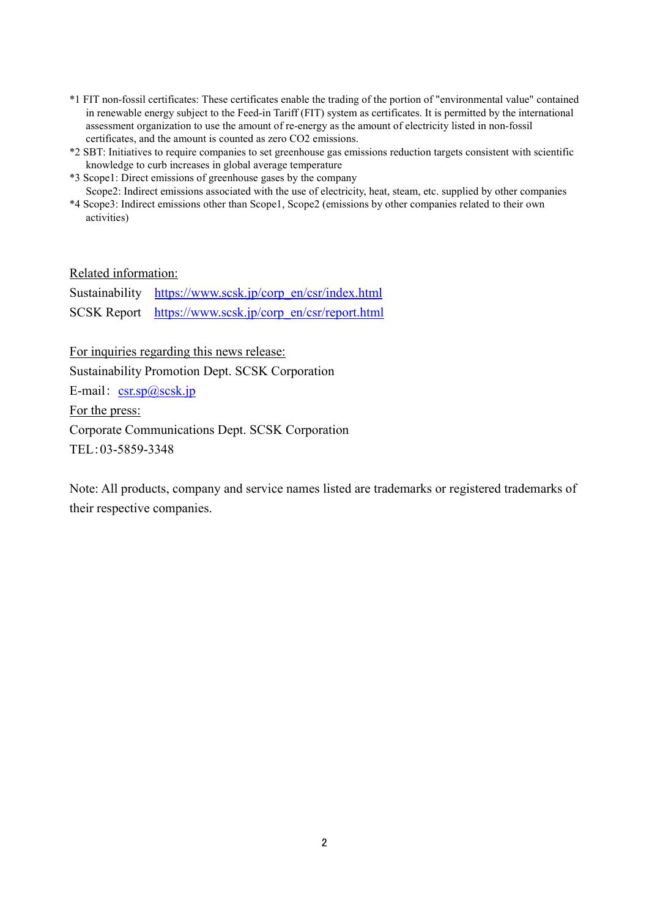*1 FIT non-fossil certificates: These certificates enable the trading of the portion of "environmental value" contained in renewable energy subject to the Feed-in Tariff (FIT) system as certificates. It is permitted by the international assessment organization to use the amount of re-energy as the amount of electricity listed in non-fossil certificates, and the amount is counted as zero $CO_2$ emissions.

*2 SBT: Initiatives to require companies to set greenhouse gas emissions reduction targets consistent with scientific knowledge to curb increases in global average temperature

*3 Scope1: Direct emissions of greenhouse gases by the company
Scope2: Indirect emissions associated with the use of electricity, heat, steam, etc. supplied by other companies

*4 Scope3: Indirect emissions other than Scope1, Scope2 (emissions by other companies related to their own activities)

Related information:

Sustainability https://www.scsk.jp/corp_en/csr/index.html

SCSK Report https://www.scsk.jp/corp_en/csr/report.html

For inquiries regarding this news release:

Sustainability Promotion Dept. SCSK Corporation

E-mail： csr.sp@scsk.jp

For the press:

Corporate Communications Dept. SCSK Corporation

TEL：03-5859-3348

Note: All products, company and service names listed are trademarks or registered trademarks of their respective companies.